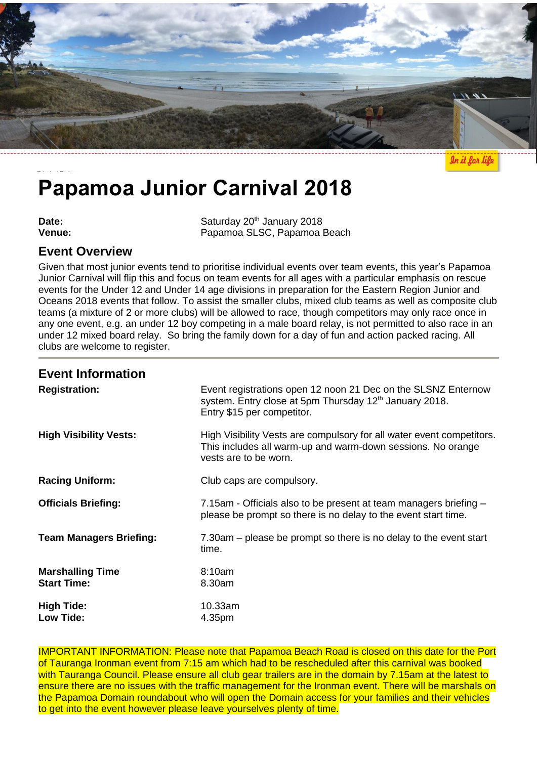# Papamoa Junior Carnival 2018

| | |
|---|---|
| **Date:** | Saturday 20th January 2018 |
| **Venue:** | Papamoa SLSC, Papamoa Beach |

## Event Overview

Given that most junior events tend to prioritise individual events over team events, this year's Papamoa Junior Carnival will flip this and focus on team events for all ages with a particular emphasis on rescue events for the Under 12 and Under 14 age divisions in preparation for the Eastern Region Junior and Oceans 2018 events that follow. To assist the smaller clubs, mixed club teams as well as composite club teams (a mixture of 2 or more clubs) will be allowed to race, though competitors may only race once in any one event, e.g. an under 12 boy competing in a male board relay, is not permitted to also race in an under 12 mixed board relay. So bring the family down for a day of fun and action packed racing. All clubs are welcome to register.

## Event Information

| | |
|---|---|
| **Registration:** | Event registrations open 12 noon 21 Dec on the SLSNZ Enternow system. Entry close at 5pm Thursday 12th January 2018. Entry $15 per competitor. |
| **High Visibility Vests:** | High Visibility Vests are compulsory for all water event competitors. This includes all warm-up and warm-down sessions. No orange vests are to be worn. |
| **Racing Uniform:** | Club caps are compulsory. |
| **Officials Briefing:** | 7.15am - Officials also to be present at team managers briefing – please be prompt so there is no delay to the event start time. |
| **Team Managers Briefing:** | 7.30am – please be prompt so there is no delay to the event start time. |
| **Marshalling Time** | 8:10am |
| **Start Time:** | 8.30am |
| **High Tide:** | 10.33am |
| **Low Tide:** | 4.35pm |

IMPORTANT INFORMATION: Please note that Papamoa Beach Road is closed on this date for the Port of Tauranga Ironman event from 7:15 am which had to be rescheduled after this carnival was booked with Tauranga Council. Please ensure all club gear trailers are in the domain by 7.15am at the latest to ensure there are no issues with the traffic management for the Ironman event. There will be marshals on the Papamoa Domain roundabout who will open the Domain access for your families and their vehicles to get into the event however please leave yourselves plenty of time.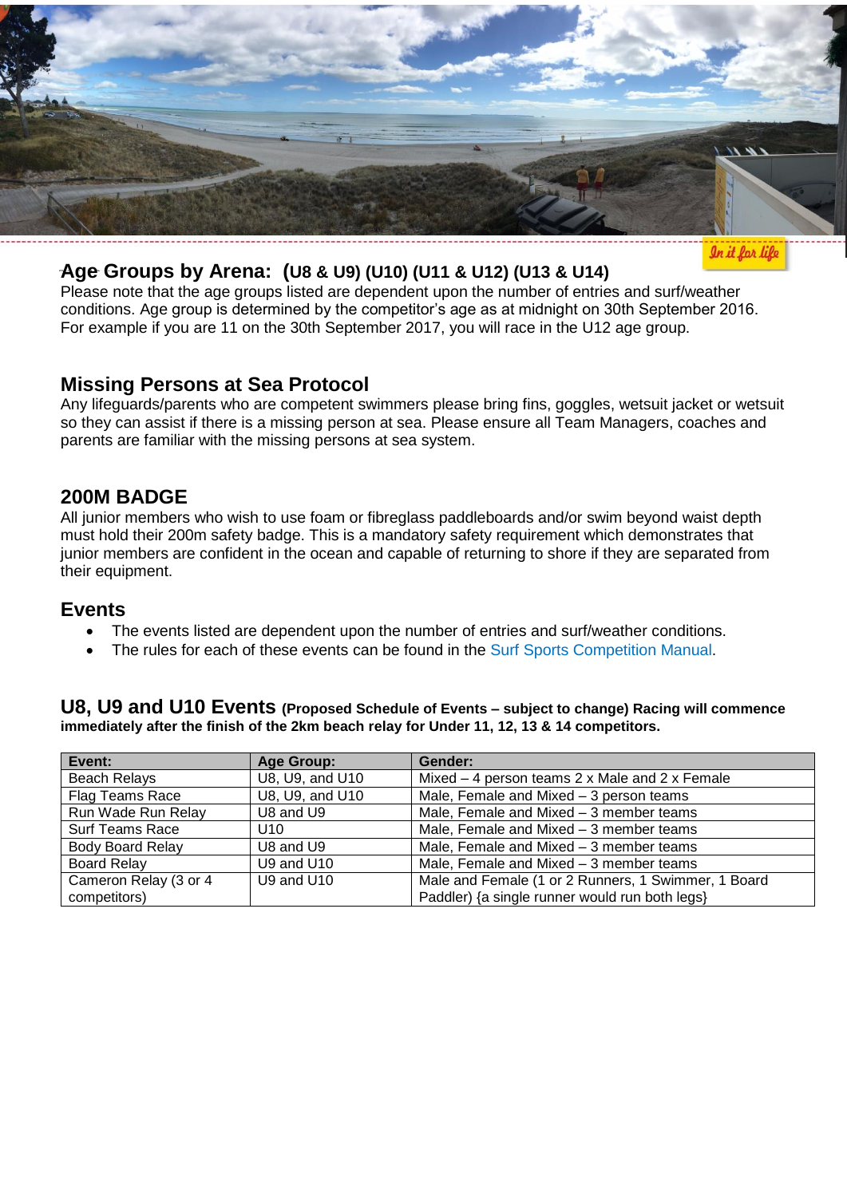## Age Groups by Arena: (U8 & U9) (U10) (U11 & U12) (U13 & U14)

Please note that the age groups listed are dependent upon the number of entries and surf/weather conditions. Age group is determined by the competitor's age as at midnight on 30th September 2016. For example if you are 11 on the 30th September 2017, you will race in the U12 age group.

## Missing Persons at Sea Protocol

Any lifeguards/parents who are competent swimmers please bring fins, goggles, wetsuit jacket or wetsuit so they can assist if there is a missing person at sea. Please ensure all Team Managers, coaches and parents are familiar with the missing persons at sea system.

## 200M BADGE

All junior members who wish to use foam or fibreglass paddleboards and/or swim beyond waist depth must hold their 200m safety badge. This is a mandatory safety requirement which demonstrates that junior members are confident in the ocean and capable of returning to shore if they are separated from their equipment.

## Events

- The events listed are dependent upon the number of entries and surf/weather conditions.
- The rules for each of these events can be found in the Surf Sports Competition Manual.

## U8, U9 and U10 Events **(Proposed Schedule of Events – subject to change) Racing will commence immediately after the finish of the 2km beach relay for Under 11, 12, 13 & 14 competitors.**

| Event: | Age Group: | Gender: |
|---|---|---|
| Beach Relays | U8, U9, and U10 | Mixed – 4 person teams 2 x Male and 2 x Female |
| Flag Teams Race | U8, U9, and U10 | Male, Female and Mixed – 3 person teams |
| Run Wade Run Relay | U8 and U9 | Male, Female and Mixed – 3 member teams |
| Surf Teams Race | U10 | Male, Female and Mixed – 3 member teams |
| Body Board Relay | U8 and U9 | Male, Female and Mixed – 3 member teams |
| Board Relay | U9 and U10 | Male, Female and Mixed – 3 member teams |
| Cameron Relay (3 or 4 competitors) | U9 and U10 | Male and Female (1 or 2 Runners, 1 Swimmer, 1 Board Paddler) {a single runner would run both legs} |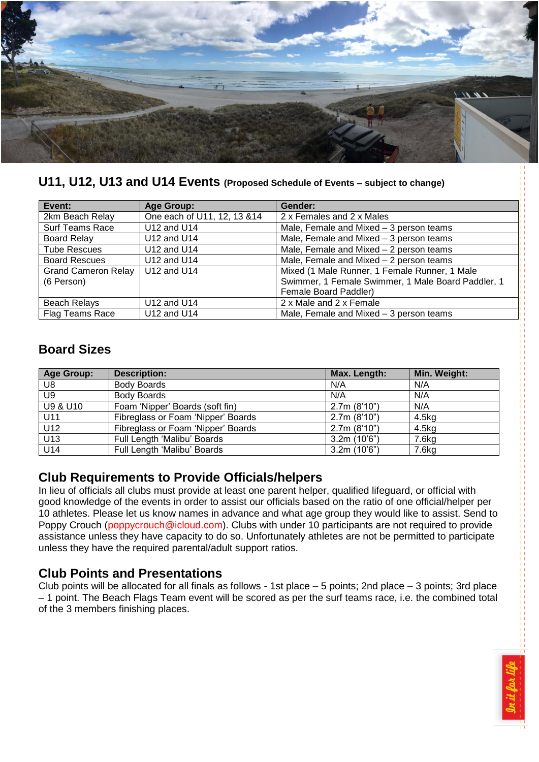## U11, U12, U13 and U14 Events (Proposed Schedule of Events – subject to change)

| Event: | Age Group: | Gender: |
|---|---|---|
| 2km Beach Relay | One each of U11, 12, 13 &14 | 2 x Females and 2 x Males |
| Surf Teams Race | U12 and U14 | Male, Female and Mixed – 3 person teams |
| Board Relay | U12 and U14 | Male, Female and Mixed – 3 person teams |
| Tube Rescues | U12 and U14 | Male, Female and Mixed – 2 person teams |
| Board Rescues | U12 and U14 | Male, Female and Mixed – 2 person teams |
| Grand Cameron Relay (6 Person) | U12 and U14 | Mixed (1 Male Runner, 1 Female Runner, 1 Male Swimmer, 1 Female Swimmer, 1 Male Board Paddler, 1 Female Board Paddler) |
| Beach Relays | U12 and U14 | 2 x Male and 2 x Female |
| Flag Teams Race | U12 and U14 | Male, Female and Mixed – 3 person teams |

## Board Sizes

| Age Group: | Description: | Max. Length: | Min. Weight: |
|---|---|---|---|
| U8 | Body Boards | N/A | N/A |
| U9 | Body Boards | N/A | N/A |
| U9 & U10 | Foam 'Nipper' Boards (soft fin) | 2.7m (8'10") | N/A |
| U11 | Fibreglass or Foam 'Nipper' Boards | 2.7m (8'10") | 4.5kg |
| U12 | Fibreglass or Foam 'Nipper' Boards | 2.7m (8'10") | 4.5kg |
| U13 | Full Length 'Malibu' Boards | 3.2m (10'6") | 7.6kg |
| U14 | Full Length 'Malibu' Boards | 3.2m (10'6") | 7.6kg |

## Club Requirements to Provide Officials/helpers

In lieu of officials all clubs must provide at least one parent helper, qualified lifeguard, or official with good knowledge of the events in order to assist our officials based on the ratio of one official/helper per 10 athletes. Please let us know names in advance and what age group they would like to assist. Send to Poppy Crouch (poppycrouch@icloud.com). Clubs with under 10 participants are not required to provide assistance unless they have capacity to do so. Unfortunately athletes are not be permitted to participate unless they have the required parental/adult support ratios.

## Club Points and Presentations

Club points will be allocated for all finals as follows - 1st place – 5 points; 2nd place – 3 points; 3rd place – 1 point. The Beach Flags Team event will be scored as per the surf teams race, i.e. the combined total of the 3 members finishing places.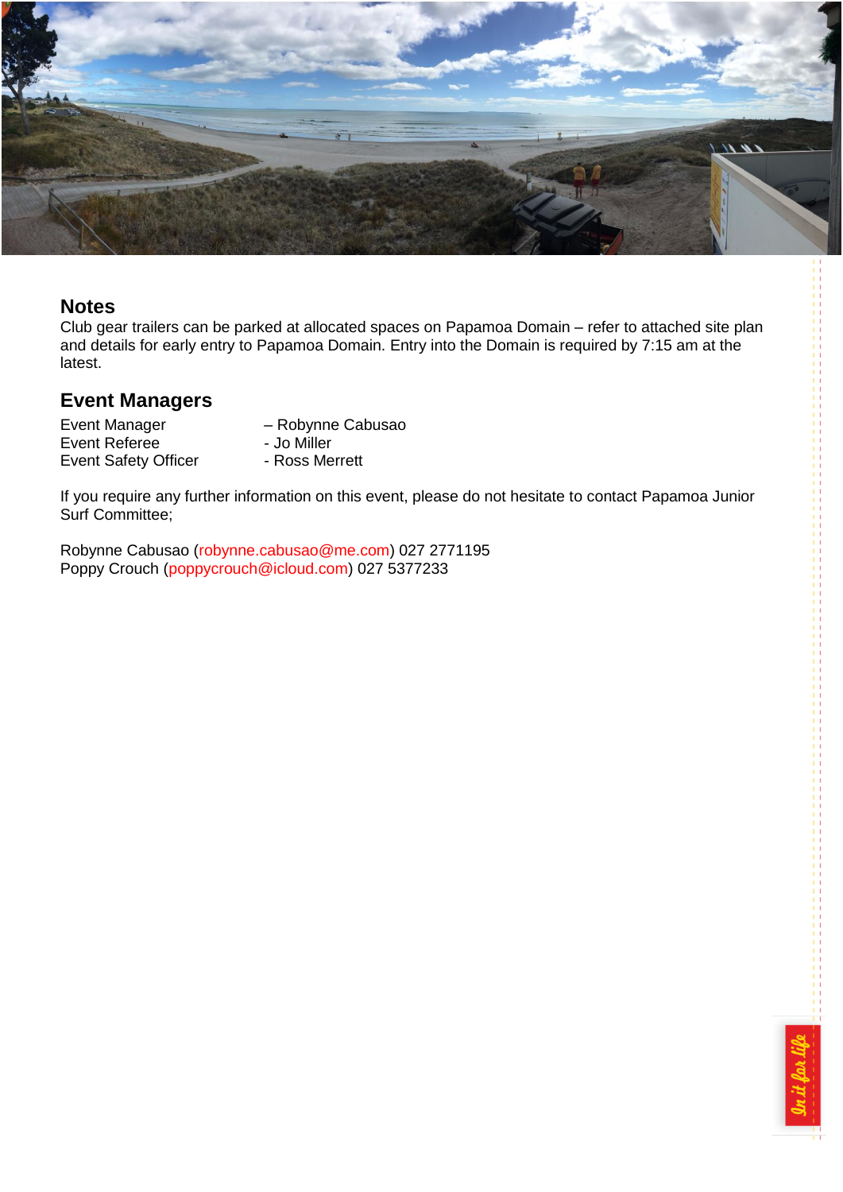## Notes

Club gear trailers can be parked at allocated spaces on Papamoa Domain – refer to attached site plan and details for early entry to Papamoa Domain. Entry into the Domain is required by 7:15 am at the latest.

## Event Managers

| | |
|---|---|
| Event Manager | – Robynne Cabusao |
| Event Referee | - Jo Miller |
| Event Safety Officer | - Ross Merrett |

If you require any further information on this event, please do not hesitate to contact Papamoa Junior Surf Committee;

Robynne Cabusao (robynne.cabusao@me.com) 027 2771195
Poppy Crouch (poppycrouch@icloud.com) 027 5377233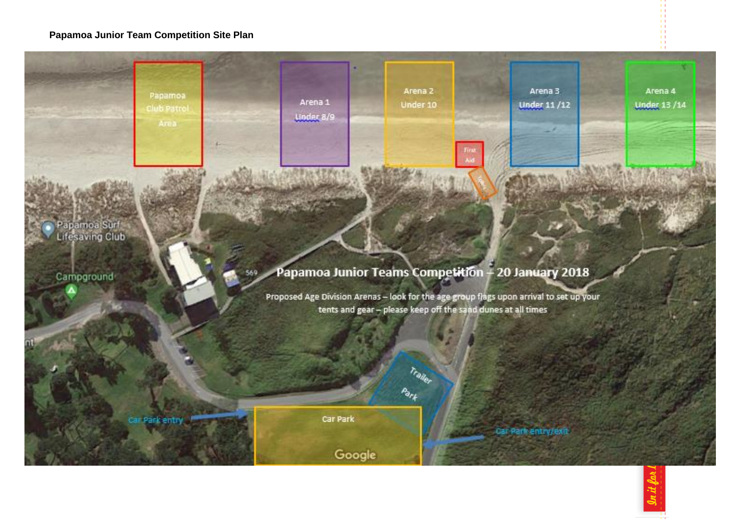**Papamoa Junior Team Competition Site Plan**

Papamoa Club Patrol Area

Arena 1 Under 8/9

Arena 2 Under 10

First Aid

Arena 3 Under 11 /12

Arena 4 Under 13 /14

Papamoa Surf Lifesaving Club

Campground

Papamoa Junior Teams Competition – 20 January 2018

Proposed Age Division Arenas – look for the age group flags upon arrival to set up your tents and gear – please keep off the sand dunes at all times

Trailer Park

Car Park entry

Car Park

Car Park entry/exit

Google